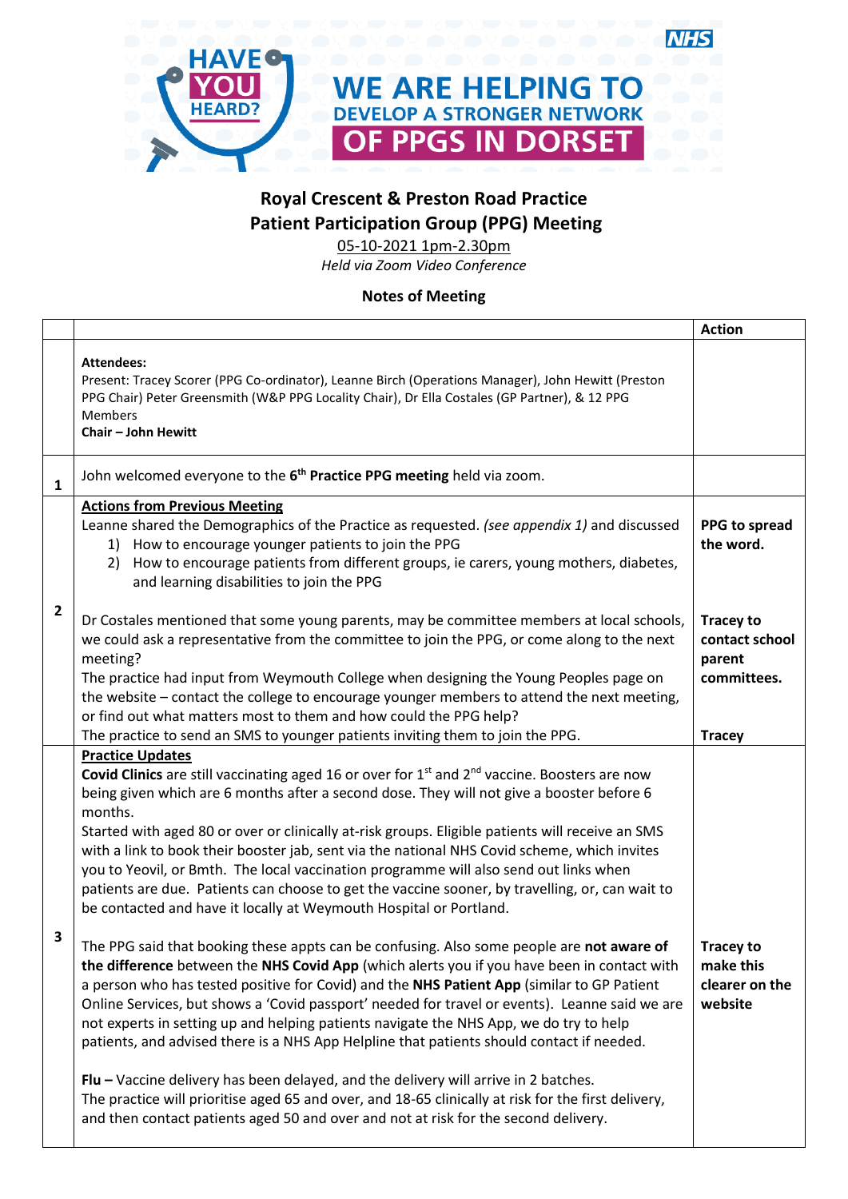HAVE YOU HEARD?

NHS

WE ARE HELPING TO DEVELOP A STRONGER NETWORK OF PPGS IN DORSET

# Royal Crescent & Preston Road Practice
# Patient Participation Group (PPG) Meeting

05-10-2021 1pm-2.30pm

*Held via Zoom Video Conference*

**Notes of Meeting**

| | | Action |
|---|---|---|
| | **Attendees:**<br>Present: Tracey Scorer (PPG Co-ordinator), Leanne Birch (Operations Manager), John Hewitt (Preston PPG Chair) Peter Greensmith (W&P PPG Locality Chair), Dr Ella Costales (GP Partner), & 12 PPG Members<br>**Chair – John Hewitt** | |
| 1 | John welcomed everyone to the 6th **Practice PPG meeting** held via zoom. | |
| 2 | **Actions from Previous Meeting**<br>Leanne shared the Demographics of the Practice as requested. *(see appendix 1)* and discussed<br>1) How to encourage younger patients to join the PPG<br>2) How to encourage patients from different groups, ie carers, young mothers, diabetes, and learning disabilities to join the PPG<br><br>Dr Costales mentioned that some young parents, may be committee members at local schools, we could ask a representative from the committee to join the PPG, or come along to the next meeting?<br>The practice had input from Weymouth College when designing the Young Peoples page on the website – contact the college to encourage younger members to attend the next meeting, or find out what matters most to them and how could the PPG help?<br>The practice to send an SMS to younger patients inviting them to join the PPG. | **PPG to spread the word.**<br><br>**Tracey to contact school parent committees.**<br><br>**Tracey** |
| 3 | **Practice Updates**<br>**Covid Clinics** are still vaccinating aged 16 or over for 1st and 2nd vaccine. Boosters are now being given which are 6 months after a second dose. They will not give a booster before 6 months.<br>Started with aged 80 or over or clinically at-risk groups. Eligible patients will receive an SMS with a link to book their booster jab, sent via the national NHS Covid scheme, which invites you to Yeovil, or Bmth. The local vaccination programme will also send out links when patients are due. Patients can choose to get the vaccine sooner, by travelling, or, can wait to be contacted and have it locally at Weymouth Hospital or Portland.<br><br>The PPG said that booking these appts can be confusing. Also some people are **not aware of the difference** between the **NHS Covid App** (which alerts you if you have been in contact with a person who has tested positive for Covid) and the **NHS Patient App** (similar to GP Patient Online Services, but shows a 'Covid passport' needed for travel or events). Leanne said we are not experts in setting up and helping patients navigate the NHS App, we do try to help patients, and advised there is a NHS App Helpline that patients should contact if needed.<br><br>**Flu –** Vaccine delivery has been delayed, and the delivery will arrive in 2 batches.<br>The practice will prioritise aged 65 and over, and 18-65 clinically at risk for the first delivery, and then contact patients aged 50 and over and not at risk for the second delivery. | **Tracey to make this clearer on the website** |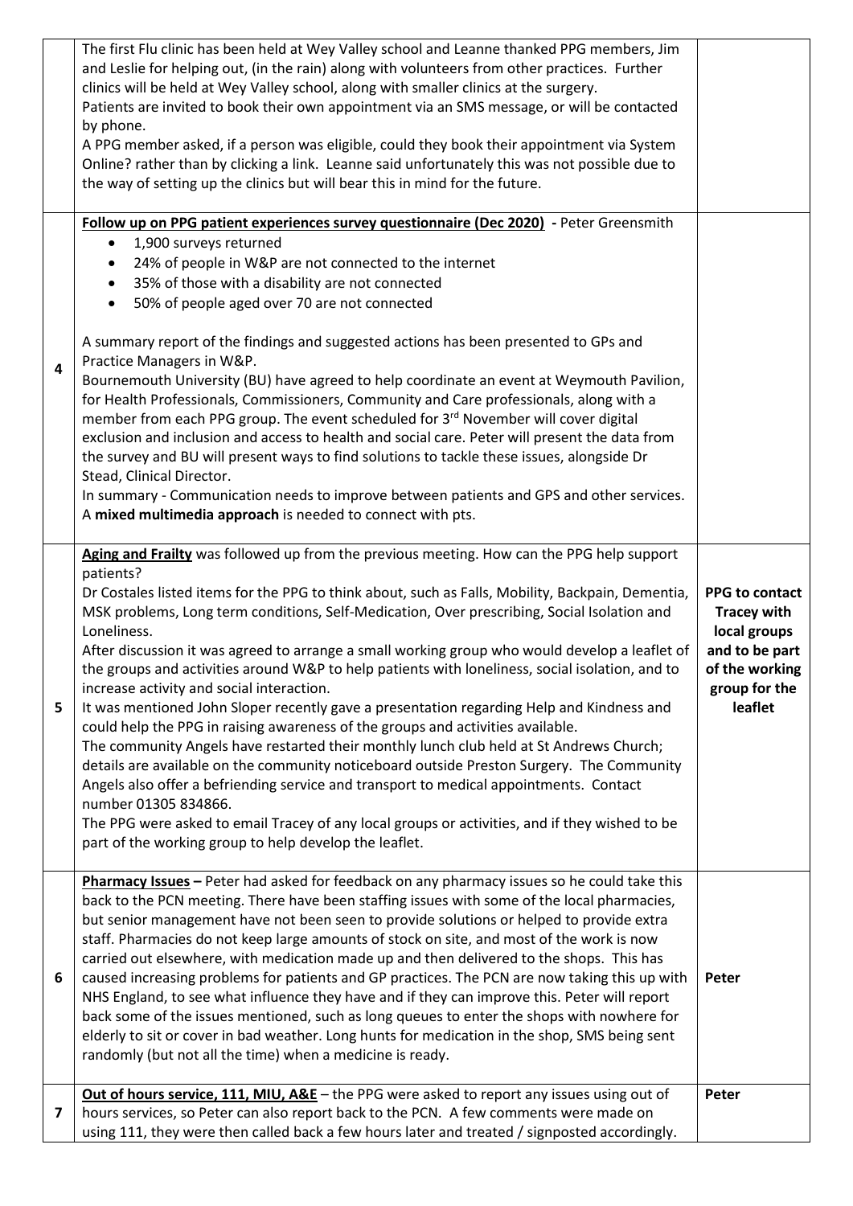| | | |
|---|---|---|
| | The first Flu clinic has been held at Wey Valley school and Leanne thanked PPG members, Jim and Leslie for helping out, (in the rain) along with volunteers from other practices. Further clinics will be held at Wey Valley school, along with smaller clinics at the surgery.<br>Patients are invited to book their own appointment via an SMS message, or will be contacted by phone.<br>A PPG member asked, if a person was eligible, could they book their appointment via System Online? rather than by clicking a link. Leanne said unfortunately this was not possible due to the way of setting up the clinics but will bear this in mind for the future. | |
| 4 | **<u>Follow up on PPG patient experiences survey questionnaire (Dec 2020)</u> -** Peter Greensmith<br>• 1,900 surveys returned<br>• 24% of people in W&P are not connected to the internet<br>• 35% of those with a disability are not connected<br>• 50% of people aged over 70 are not connected<br><br>A summary report of the findings and suggested actions has been presented to GPs and Practice Managers in W&P.<br>Bournemouth University (BU) have agreed to help coordinate an event at Weymouth Pavilion, for Health Professionals, Commissioners, Community and Care professionals, along with a member from each PPG group. The event scheduled for 3rd November will cover digital exclusion and inclusion and access to health and social care. Peter will present the data from the survey and BU will present ways to find solutions to tackle these issues, alongside Dr Stead, Clinical Director.<br>In summary - Communication needs to improve between patients and GPS and other services. A **mixed multimedia approach** is needed to connect with pts. | |
| 5 | **<u>Aging and Frailty</u>** was followed up from the previous meeting. How can the PPG help support patients?<br>Dr Costales listed items for the PPG to think about, such as Falls, Mobility, Backpain, Dementia, MSK problems, Long term conditions, Self-Medication, Over prescribing, Social Isolation and Loneliness.<br>After discussion it was agreed to arrange a small working group who would develop a leaflet of the groups and activities around W&P to help patients with loneliness, social isolation, and to increase activity and social interaction.<br>It was mentioned John Sloper recently gave a presentation regarding Help and Kindness and could help the PPG in raising awareness of the groups and activities available.<br>The community Angels have restarted their monthly lunch club held at St Andrews Church; details are available on the community noticeboard outside Preston Surgery. The Community Angels also offer a befriending service and transport to medical appointments. Contact number 01305 834866.<br>The PPG were asked to email Tracey of any local groups or activities, and if they wished to be part of the working group to help develop the leaflet. | **PPG to contact Tracey with local groups and to be part of the working group for the leaflet** |
| 6 | **<u>Pharmacy Issues</u> –** Peter had asked for feedback on any pharmacy issues so he could take this back to the PCN meeting. There have been staffing issues with some of the local pharmacies, but senior management have not been seen to provide solutions or helped to provide extra staff. Pharmacies do not keep large amounts of stock on site, and most of the work is now carried out elsewhere, with medication made up and then delivered to the shops. This has caused increasing problems for patients and GP practices. The PCN are now taking this up with NHS England, to see what influence they have and if they can improve this. Peter will report back some of the issues mentioned, such as long queues to enter the shops with nowhere for elderly to sit or cover in bad weather. Long hunts for medication in the shop, SMS being sent randomly (but not all the time) when a medicine is ready. | **Peter** |
| 7 | **<u>Out of hours service, 111, MIU, A&E</u>** – the PPG were asked to report any issues using out of hours services, so Peter can also report back to the PCN. A few comments were made on using 111, they were then called back a few hours later and treated / signposted accordingly. | **Peter** |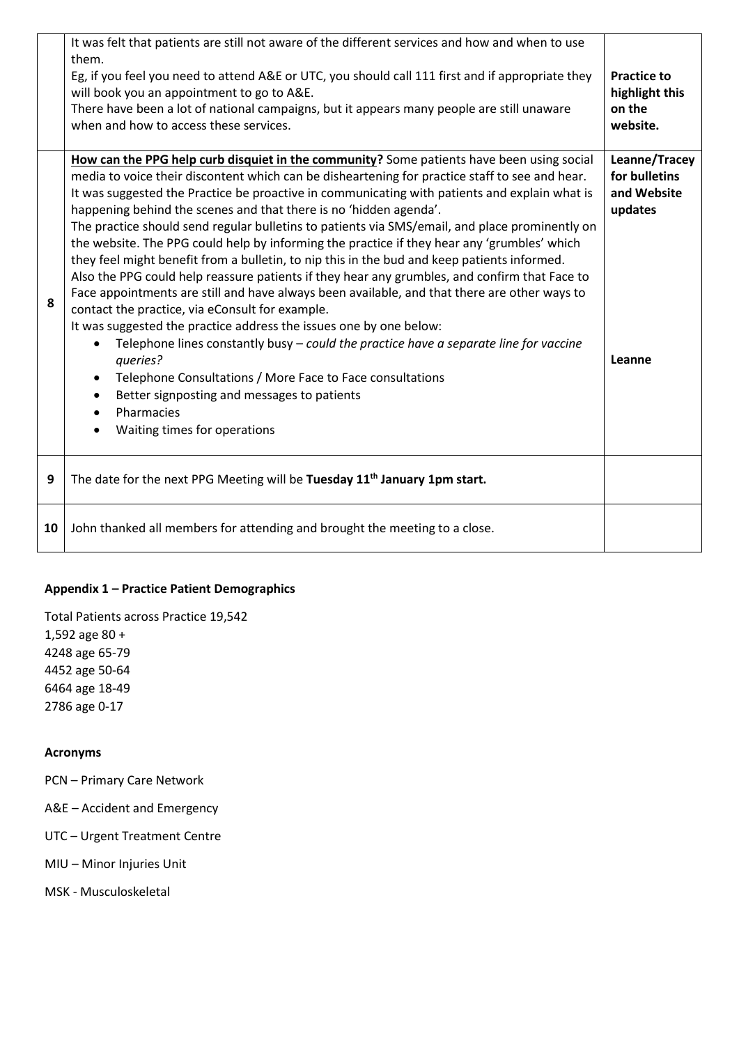| | | |
|---|---|---|
| | It was felt that patients are still not aware of the different services and how and when to use them.<br>Eg, if you feel you need to attend A&E or UTC, you should call 111 first and if appropriate they will book you an appointment to go to A&E.<br>There have been a lot of national campaigns, but it appears many people are still unaware when and how to access these services. | **Practice to highlight this on the website.** |
| **8** | **<u>How can the PPG help curb disquiet in the community</u>?** Some patients have been using social media to voice their discontent which can be disheartening for practice staff to see and hear. It was suggested the Practice be proactive in communicating with patients and explain what is happening behind the scenes and that there is no 'hidden agenda'.<br>The practice should send regular bulletins to patients via SMS/email, and place prominently on the website. The PPG could help by informing the practice if they hear any 'grumbles' which they feel might benefit from a bulletin, to nip this in the bud and keep patients informed.<br>Also the PPG could help reassure patients if they hear any grumbles, and confirm that Face to Face appointments are still and have always been available, and that there are other ways to contact the practice, via eConsult for example.<br>It was suggested the practice address the issues one by one below:<br>• Telephone lines constantly busy – *could the practice have a separate line for vaccine queries?*<br>• Telephone Consultations / More Face to Face consultations<br>• Better signposting and messages to patients<br>• Pharmacies<br>• Waiting times for operations | **Leanne/Tracey for bulletins and Website updates**<br><br>**Leanne** |
| **9** | The date for the next PPG Meeting will be **Tuesday 11th January 1pm start.** | |
| **10** | John thanked all members for attending and brought the meeting to a close. | |

**Appendix 1 – Practice Patient Demographics**

Total Patients across Practice 19,542
1,592 age 80 +
4248 age 65-79
4452 age 50-64
6464 age 18-49
2786 age 0-17

**Acronyms**

PCN – Primary Care Network

A&E – Accident and Emergency

UTC – Urgent Treatment Centre

MIU – Minor Injuries Unit

MSK - Musculoskeletal